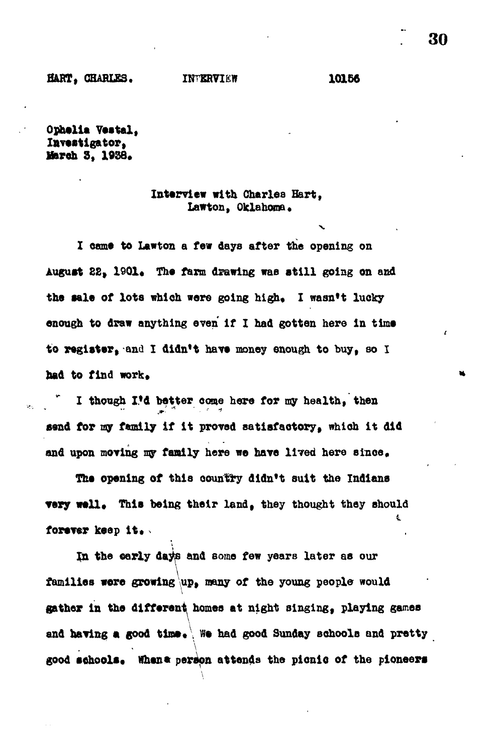HART, CHARLES. INTERVIEW 10156

Ophelia Vestal,
Investigator,
March 3, 1938.

Interview with Charles Hart,
Lawton, Oklahoma.

I came to Lawton a few days after the opening on August 22, 1901. The farm drawing was still going on and the sale of lots which were going high. I wasn't lucky enough to draw anything even if I had gotten here in time to register, and I didn't have money enough to buy, so I had to find work.

I though I'd better come here for my health, then send for my family if it proved satisfactory, which it did and upon moving my family here we have lived here since.

The opening of this country didn't suit the Indians very well. This being their land, they thought they should forever keep it.

In the early days and some few years later as our families were growing up, many of the young people would gather in the different homes at night singing, playing games and having a good time. We had good Sunday schools and pretty good schools. When a person attends the picnic of the pioneers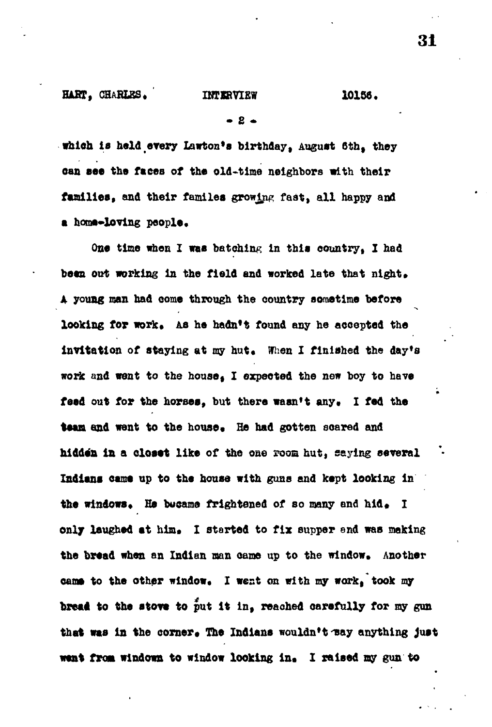which is held every Lawton's birthday, August 6th, they can see the faces of the old-time neighbors with their families, and their familes growing fast, all happy and a home-loving people.

One time when I was batching in this country, I had been out working in the field and worked late that night. A young man had come through the country sometime before looking for work. As he hadn't found any he accepted the invitation of staying at my hut. When I finished the day's work and went to the house, I expected the new boy to have feed out for the horses, but there wasn't any. I fed the team and went to the house. He had gotten scared and hidden in a closet like of the one room hut, saying several Indians came up to the house with guns and kept looking in the windows. He became frightened of so many and hid. I only laughed at him. I started to fix supper and was making the bread when an Indian man came up to the window. Another came to the other window. I went on with my work, took my bread to the stove to put it in, reached carefully for my gun that was in the corner. The Indians wouldn't say anything just went from windowm to window looking in. I raised my gun to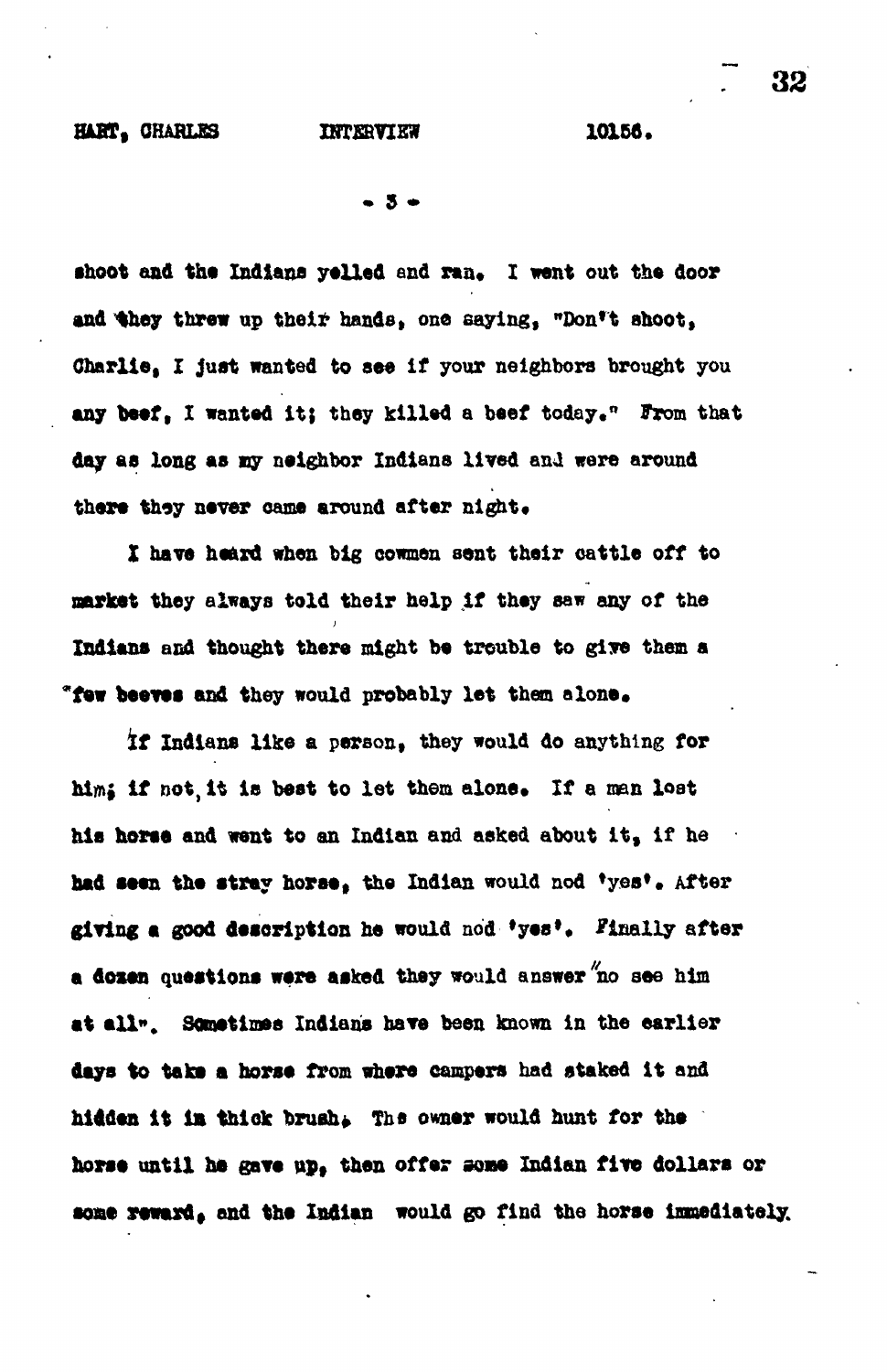shoot and the Indians yelled and ran. I went out the door and they threw up their hands, one saying, "Don't shoot, Charlie, I just wanted to see if your neighbors brought you any beef, I wanted it; they killed a beef today." From that day as long as my neighbor Indians lived and were around there they never came around after night.

I have heard when big cowmen sent their cattle off to market they always told their help if they saw any of the Indians and thought there might be trouble to give them a few beeves and they would probably let them alone.

If Indians like a person, they would do anything for him; if not, it is best to let them alone. If a man lost his horse and went to an Indian and asked about it, if he had seen the stray horse, the Indian would nod 'yes'. After giving a good description he would nod 'yes'. Finally after a dozen questions were asked they would answer "no see him at all". Sometimes Indians have been known in the earlier days to take a horse from where campers had staked it and hidden it in thick brush. The owner would hunt for the horse until he gave up, then offer some Indian five dollars or some reward, and the Indian would go find the horse immediately.